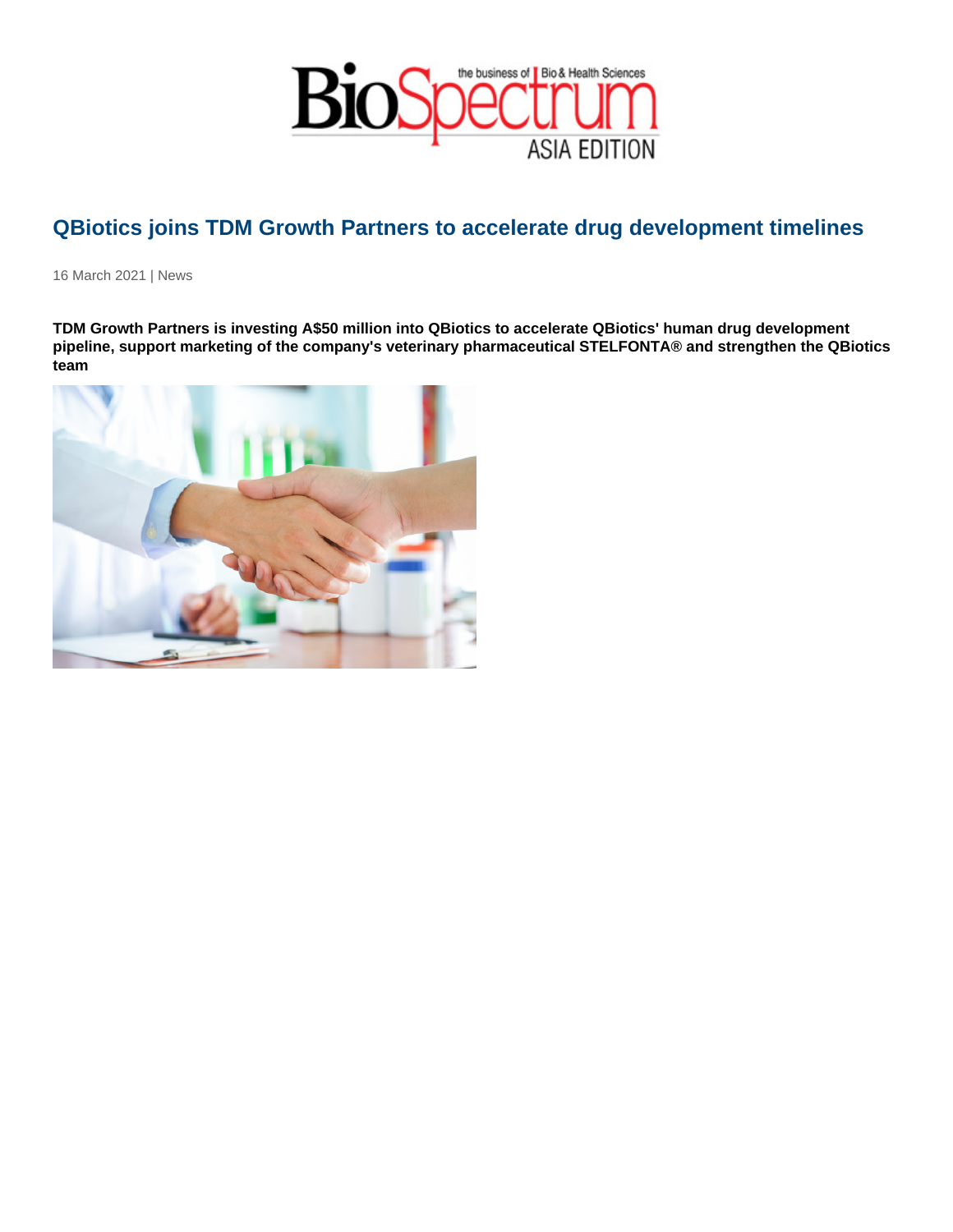# QBiotics joins TDM Growth Partners to accelerate drug development timelines

16 March 2021 | News

**TDM Growth Partners is investing A$50 million into QBiotics to accelerate QBiotics' human drug development pipeline, support marketing of the company's veterinary pharmaceutical STELFONTA® and strengthen the QBiotics team**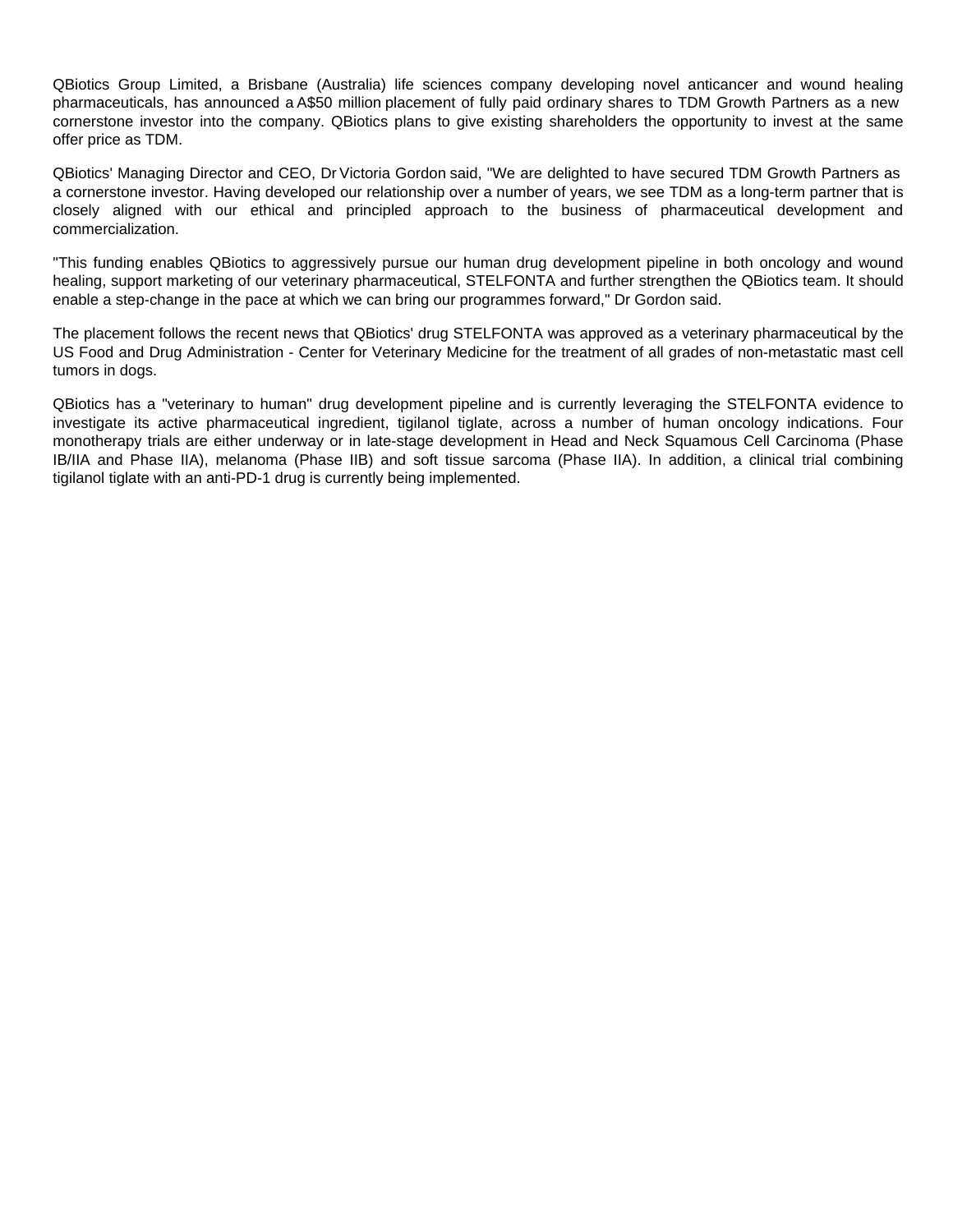QBiotics Group Limited, a Brisbane (Australia) life sciences company developing novel anticancer and wound healing pharmaceuticals, has announced a A$50 million placement of fully paid ordinary shares to TDM Growth Partners as a new cornerstone investor into the company. QBiotics plans to give existing shareholders the opportunity to invest at the same offer price as TDM.

QBiotics' Managing Director and CEO, Dr Victoria Gordon said, "We are delighted to have secured TDM Growth Partners as a cornerstone investor. Having developed our relationship over a number of years, we see TDM as a long-term partner that is closely aligned with our ethical and principled approach to the business of pharmaceutical development and commercialization.

"This funding enables QBiotics to aggressively pursue our human drug development pipeline in both oncology and wound healing, support marketing of our veterinary pharmaceutical, STELFONTA and further strengthen the QBiotics team. It should enable a step-change in the pace at which we can bring our programmes forward," Dr Gordon said.

The placement follows the recent news that QBiotics' drug STELFONTA was approved as a veterinary pharmaceutical by the US Food and Drug Administration - Center for Veterinary Medicine for the treatment of all grades of non-metastatic mast cell tumors in dogs.

QBiotics has a "veterinary to human" drug development pipeline and is currently leveraging the STELFONTA evidence to investigate its active pharmaceutical ingredient, tigilanol tiglate, across a number of human oncology indications. Four monotherapy trials are either underway or in late-stage development in Head and Neck Squamous Cell Carcinoma (Phase IB/IIA and Phase IIA), melanoma (Phase IIB) and soft tissue sarcoma (Phase IIA). In addition, a clinical trial combining tigilanol tiglate with an anti-PD-1 drug is currently being implemented.